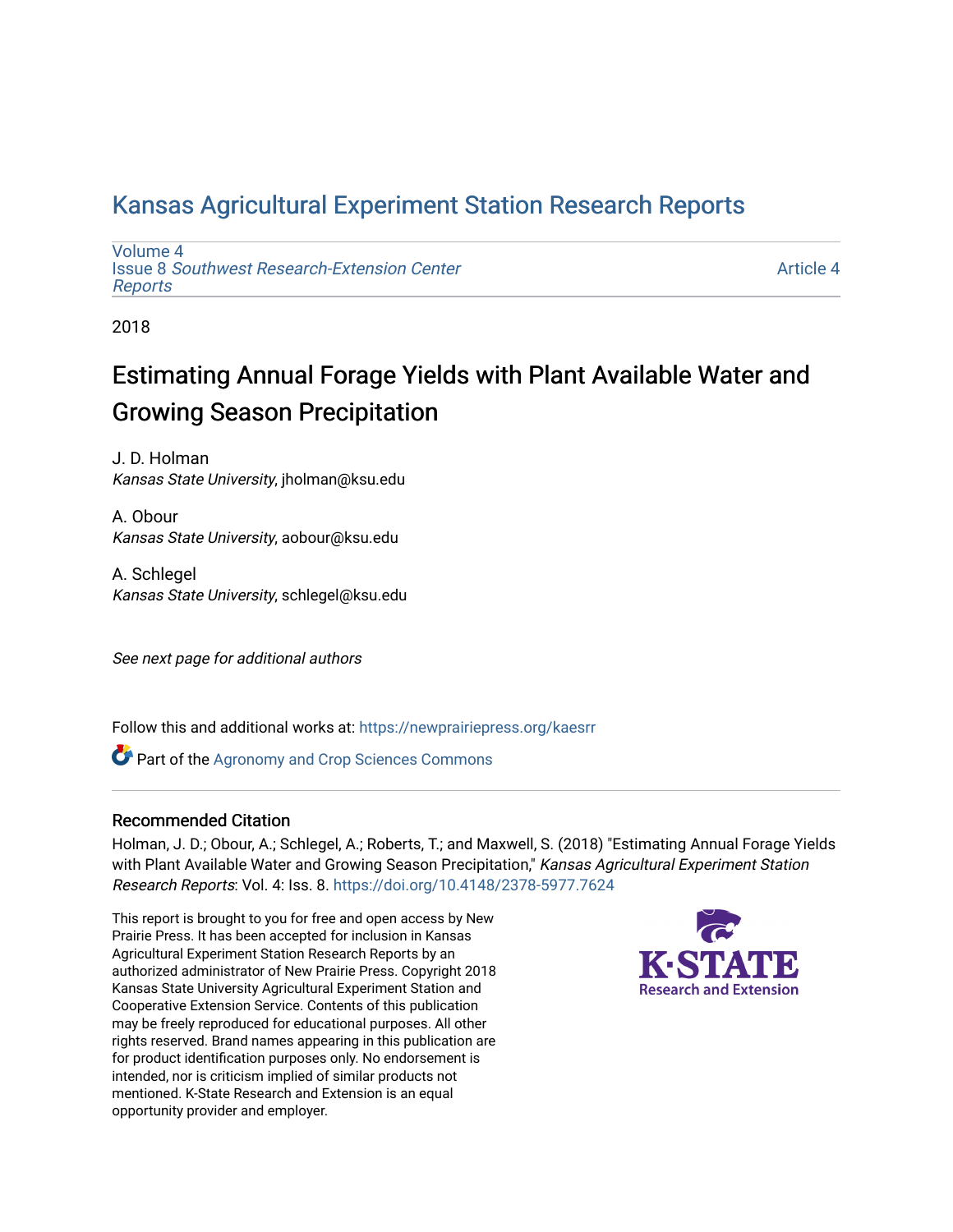Kansas Agricultural Experiment Station Research Reports

Volume 4
Issue 8 *Southwest Research-Extension Center Reports*

Article 4

2018

# Estimating Annual Forage Yields with Plant Available Water and Growing Season Precipitation

J. D. Holman
*Kansas State University*, jholman@ksu.edu

A. Obour
*Kansas State University*, aobour@ksu.edu

A. Schlegel
*Kansas State University*, schlegel@ksu.edu

*See next page for additional authors*

Follow this and additional works at: https://newprairiepress.org/kaesrr

Part of the Agronomy and Crop Sciences Commons

## Recommended Citation

Holman, J. D.; Obour, A.; Schlegel, A.; Roberts, T.; and Maxwell, S. (2018) "Estimating Annual Forage Yields with Plant Available Water and Growing Season Precipitation," *Kansas Agricultural Experiment Station Research Reports*: Vol. 4: Iss. 8. https://doi.org/10.4148/2378-5977.7624

This report is brought to you for free and open access by New Prairie Press. It has been accepted for inclusion in Kansas Agricultural Experiment Station Research Reports by an authorized administrator of New Prairie Press. Copyright 2018 Kansas State University Agricultural Experiment Station and Cooperative Extension Service. Contents of this publication may be freely reproduced for educational purposes. All other rights reserved. Brand names appearing in this publication are for product identification purposes only. No endorsement is intended, nor is criticism implied of similar products not mentioned. K-State Research and Extension is an equal opportunity provider and employer.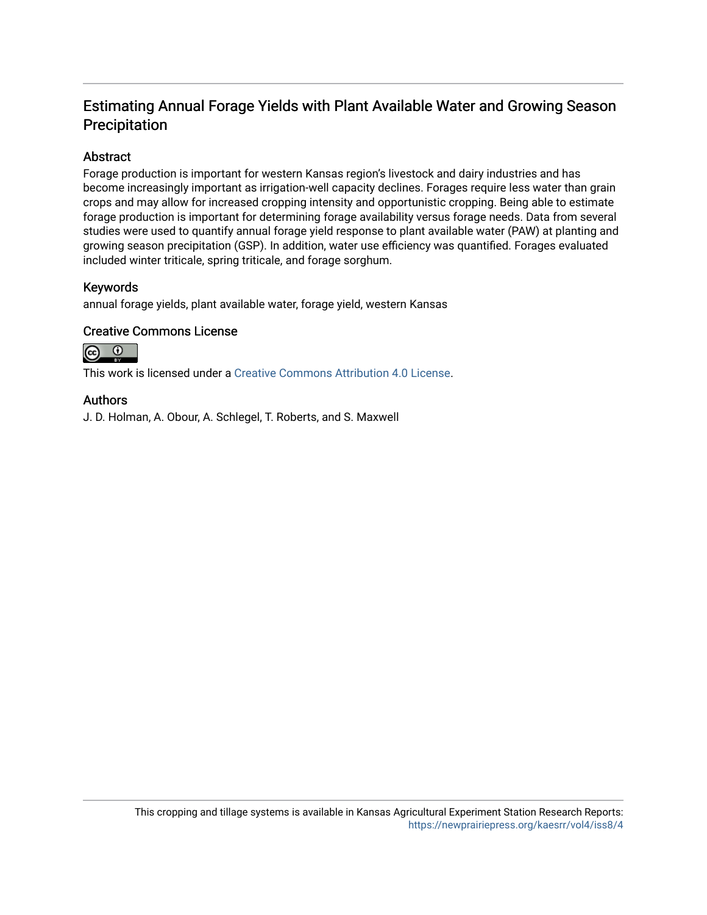## Estimating Annual Forage Yields with Plant Available Water and Growing Season Precipitation

### Abstract

Forage production is important for western Kansas region's livestock and dairy industries and has become increasingly important as irrigation-well capacity declines. Forages require less water than grain crops and may allow for increased cropping intensity and opportunistic cropping. Being able to estimate forage production is important for determining forage availability versus forage needs. Data from several studies were used to quantify annual forage yield response to plant available water (PAW) at planting and growing season precipitation (GSP). In addition, water use efficiency was quantified. Forages evaluated included winter triticale, spring triticale, and forage sorghum.

### Keywords

annual forage yields, plant available water, forage yield, western Kansas

### Creative Commons License

This work is licensed under a Creative Commons Attribution 4.0 License.

### Authors

J. D. Holman, A. Obour, A. Schlegel, T. Roberts, and S. Maxwell

This cropping and tillage systems is available in Kansas Agricultural Experiment Station Research Reports: https://newprairiepress.org/kaesrr/vol4/iss8/4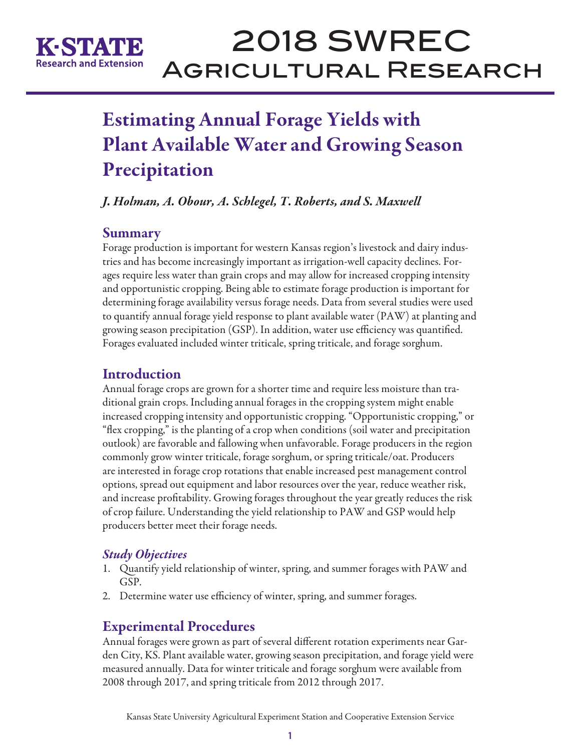# Estimating Annual Forage Yields with Plant Available Water and Growing Season Precipitation

*J. Holman, A. Obour, A. Schlegel, T. Roberts, and S. Maxwell*

## Summary

Forage production is important for western Kansas region's livestock and dairy industries and has become increasingly important as irrigation-well capacity declines. Forages require less water than grain crops and may allow for increased cropping intensity and opportunistic cropping. Being able to estimate forage production is important for determining forage availability versus forage needs. Data from several studies were used to quantify annual forage yield response to plant available water (PAW) at planting and growing season precipitation (GSP). In addition, water use efficiency was quantified. Forages evaluated included winter triticale, spring triticale, and forage sorghum.

## Introduction

Annual forage crops are grown for a shorter time and require less moisture than traditional grain crops. Including annual forages in the cropping system might enable increased cropping intensity and opportunistic cropping. "Opportunistic cropping," or "flex cropping," is the planting of a crop when conditions (soil water and precipitation outlook) are favorable and fallowing when unfavorable. Forage producers in the region commonly grow winter triticale, forage sorghum, or spring triticale/oat. Producers are interested in forage crop rotations that enable increased pest management control options, spread out equipment and labor resources over the year, reduce weather risk, and increase profitability. Growing forages throughout the year greatly reduces the risk of crop failure. Understanding the yield relationship to PAW and GSP would help producers better meet their forage needs.

### *Study Objectives*

1. Quantify yield relationship of winter, spring, and summer forages with PAW and GSP.
2. Determine water use efficiency of winter, spring, and summer forages.

## Experimental Procedures

Annual forages were grown as part of several different rotation experiments near Garden City, KS. Plant available water, growing season precipitation, and forage yield were measured annually. Data for winter triticale and forage sorghum were available from 2008 through 2017, and spring triticale from 2012 through 2017.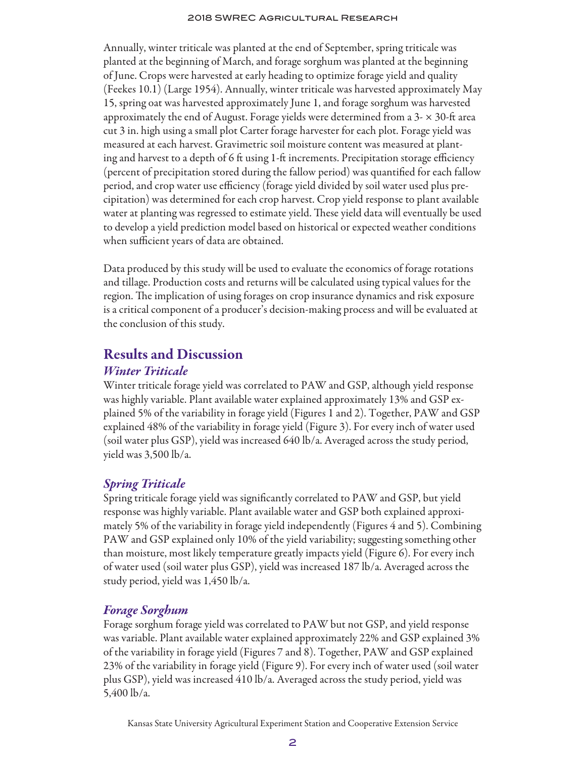Annually, winter triticale was planted at the end of September, spring triticale was planted at the beginning of March, and forage sorghum was planted at the beginning of June. Crops were harvested at early heading to optimize forage yield and quality (Feekes 10.1) (Large 1954). Annually, winter triticale was harvested approximately May 15, spring oat was harvested approximately June 1, and forage sorghum was harvested approximately the end of August. Forage yields were determined from a 3- × 30-ft area cut 3 in. high using a small plot Carter forage harvester for each plot. Forage yield was measured at each harvest. Gravimetric soil moisture content was measured at planting and harvest to a depth of 6 ft using 1-ft increments. Precipitation storage efficiency (percent of precipitation stored during the fallow period) was quantified for each fallow period, and crop water use efficiency (forage yield divided by soil water used plus precipitation) was determined for each crop harvest. Crop yield response to plant available water at planting was regressed to estimate yield. These yield data will eventually be used to develop a yield prediction model based on historical or expected weather conditions when sufficient years of data are obtained.

Data produced by this study will be used to evaluate the economics of forage rotations and tillage. Production costs and returns will be calculated using typical values for the region. The implication of using forages on crop insurance dynamics and risk exposure is a critical component of a producer's decision-making process and will be evaluated at the conclusion of this study.

## Results and Discussion

### *Winter Triticale*

Winter triticale forage yield was correlated to PAW and GSP, although yield response was highly variable. Plant available water explained approximately 13% and GSP explained 5% of the variability in forage yield (Figures 1 and 2). Together, PAW and GSP explained 48% of the variability in forage yield (Figure 3). For every inch of water used (soil water plus GSP), yield was increased 640 lb/a. Averaged across the study period, yield was 3,500 lb/a.

### *Spring Triticale*

Spring triticale forage yield was significantly correlated to PAW and GSP, but yield response was highly variable. Plant available water and GSP both explained approximately 5% of the variability in forage yield independently (Figures 4 and 5). Combining PAW and GSP explained only 10% of the yield variability; suggesting something other than moisture, most likely temperature greatly impacts yield (Figure 6). For every inch of water used (soil water plus GSP), yield was increased 187 lb/a. Averaged across the study period, yield was 1,450 lb/a.

### *Forage Sorghum*

Forage sorghum forage yield was correlated to PAW but not GSP, and yield response was variable. Plant available water explained approximately 22% and GSP explained 3% of the variability in forage yield (Figures 7 and 8). Together, PAW and GSP explained 23% of the variability in forage yield (Figure 9). For every inch of water used (soil water plus GSP), yield was increased 410 lb/a. Averaged across the study period, yield was 5,400 lb/a.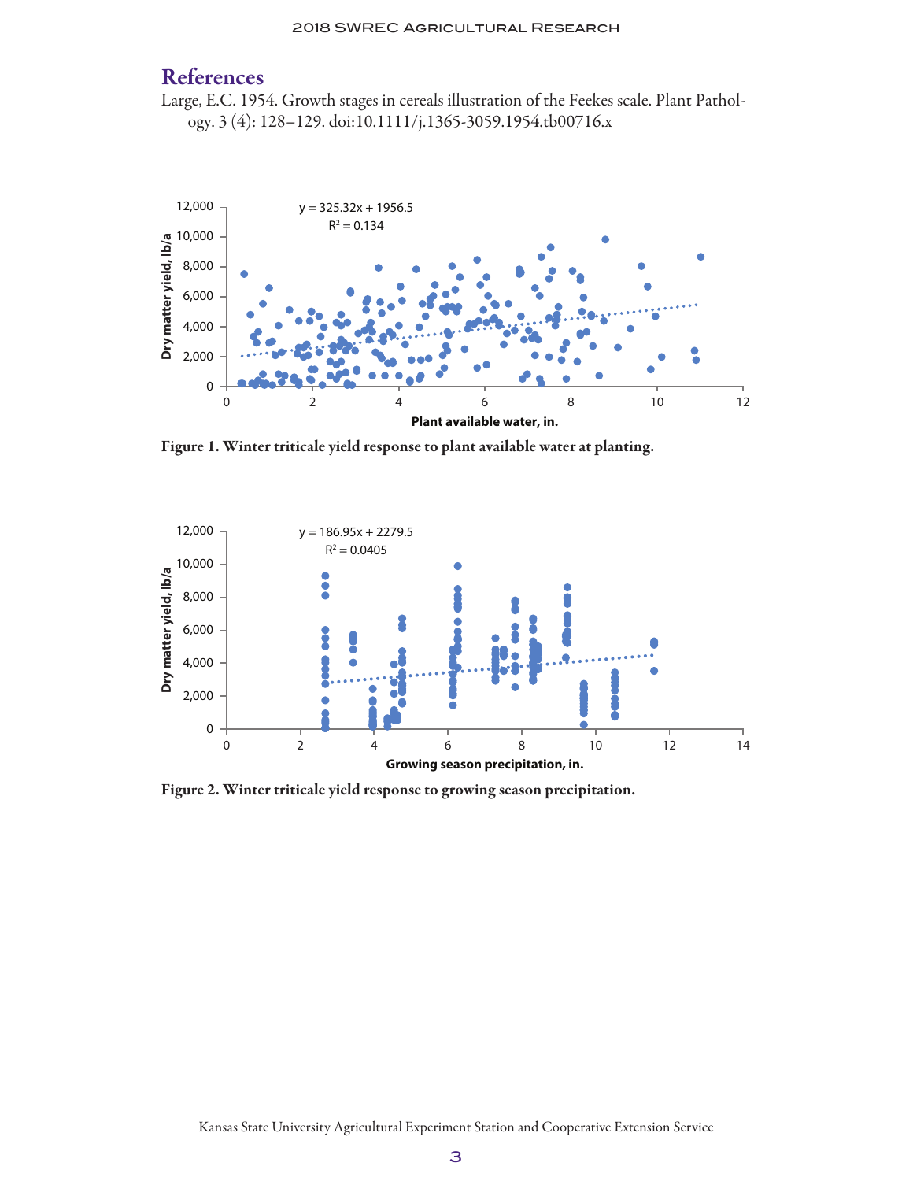## References

Large, E.C. 1954. Growth stages in cereals illustration of the Feekes scale. Plant Pathology. 3 (4): 128–129. doi:10.1111/j.1365-3059.1954.tb00716.x

Figure 1. Winter triticale yield response to plant available water at planting.

Figure 2. Winter triticale yield response to growing season precipitation.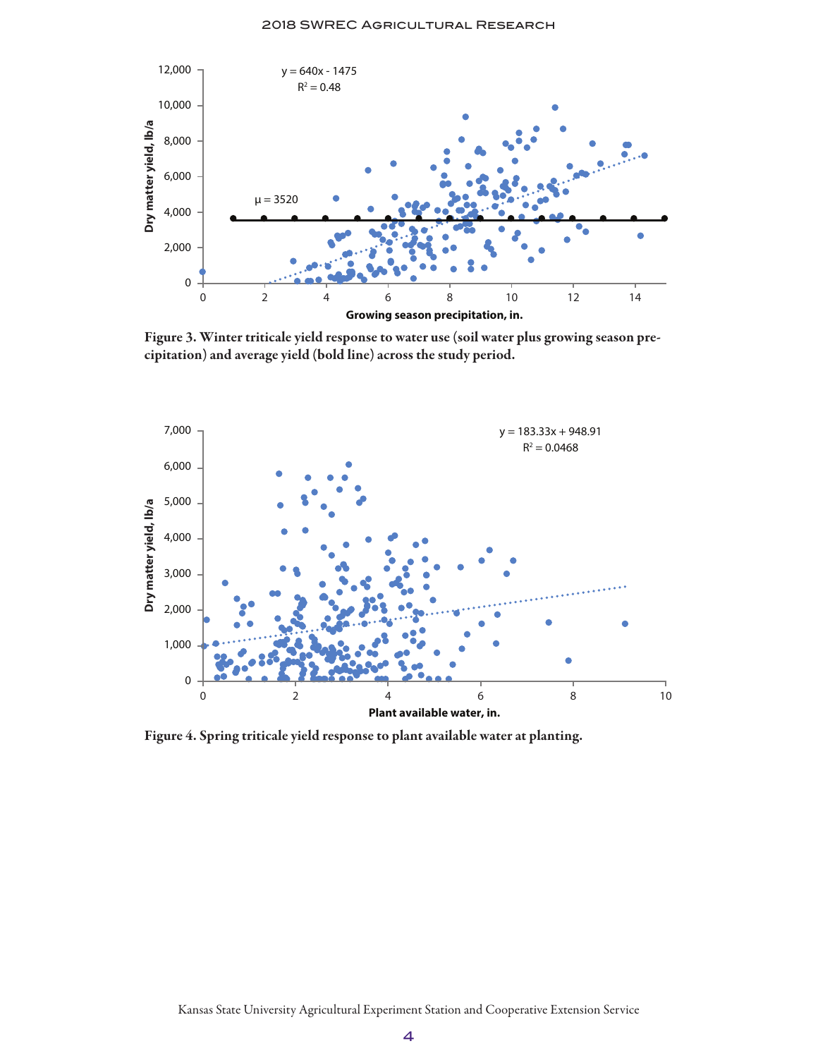Figure 3. Winter triticale yield response to water use (soil water plus growing season precipitation) and average yield (bold line) across the study period.

Figure 4. Spring triticale yield response to plant available water at planting.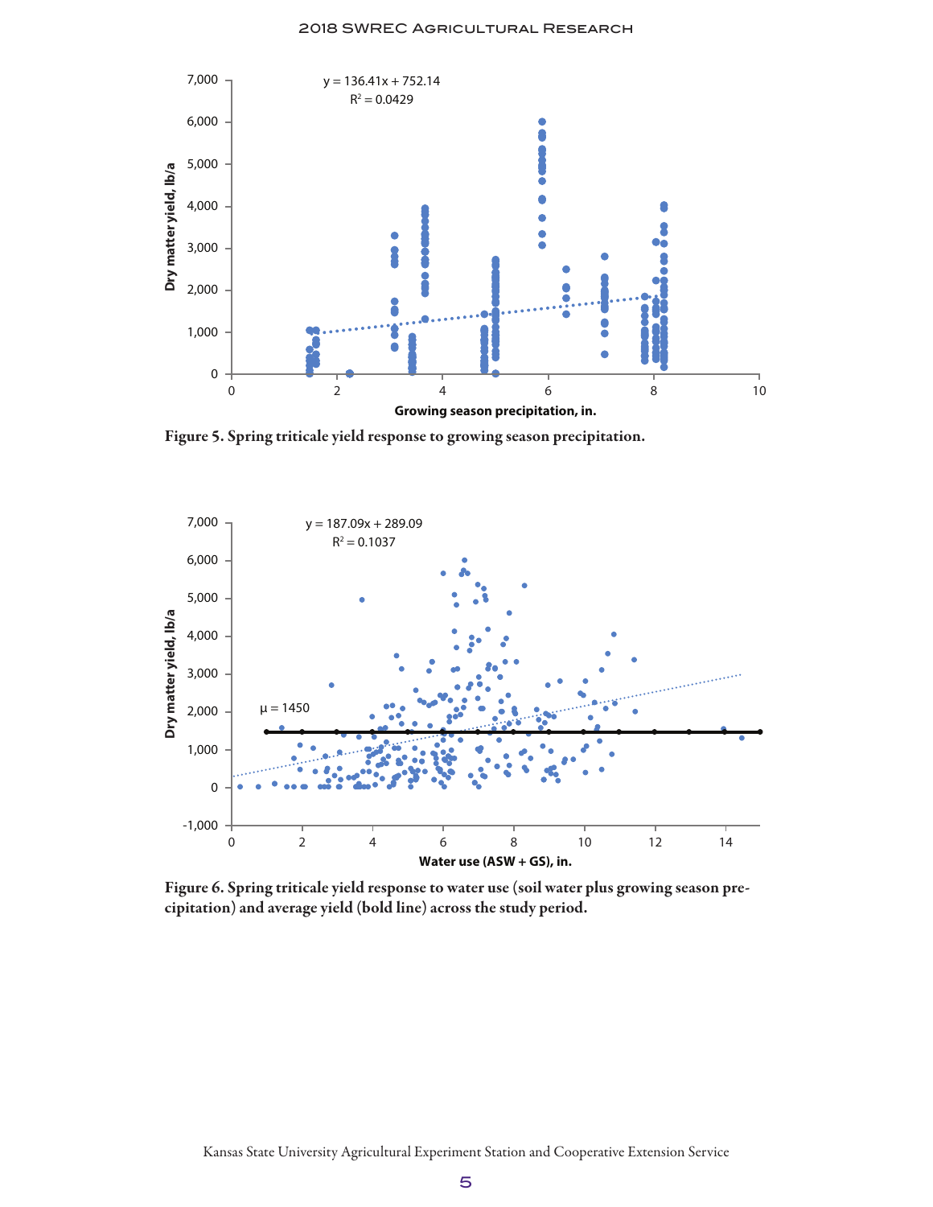Figure 5. Spring triticale yield response to growing season precipitation.

Figure 6. Spring triticale yield response to water use (soil water plus growing season precipitation) and average yield (bold line) across the study period.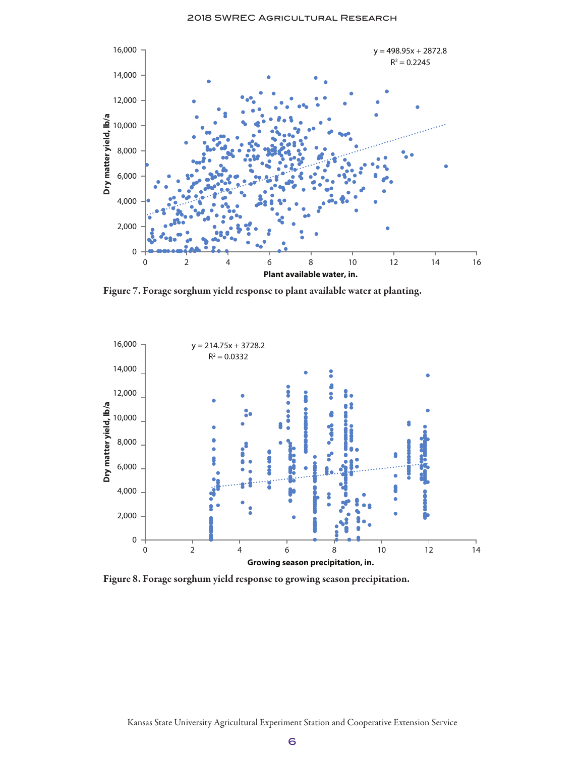Figure 7. Forage sorghum yield response to plant available water at planting.

Figure 8. Forage sorghum yield response to growing season precipitation.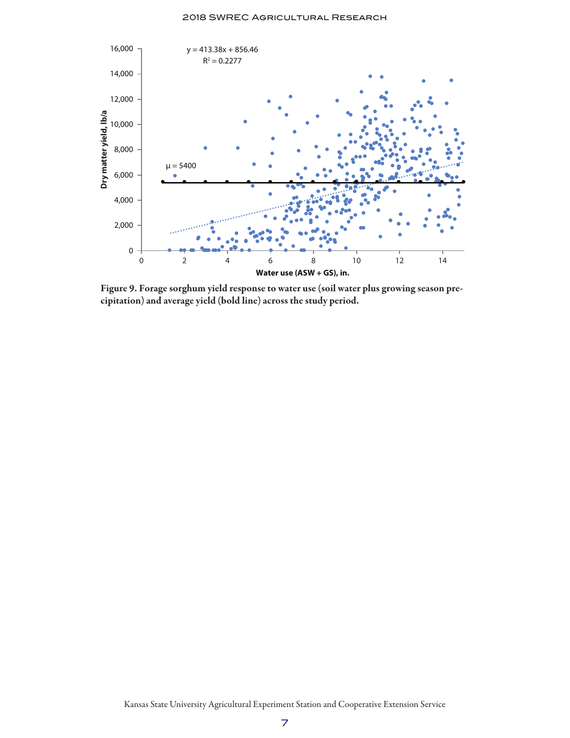y = 413.38x + 856.46

$R^2 = 0.2277$

μ = 5400

Dry matter yield, lb/a

16,000
14,000
12,000
10,000
8,000
6,000
4,000
2,000
0

0 2 4 6 8 10 12 14

Water use (ASW + GS), in.

**Figure 9. Forage sorghum yield response to water use (soil water plus growing season precipitation) and average yield (bold line) across the study period.**